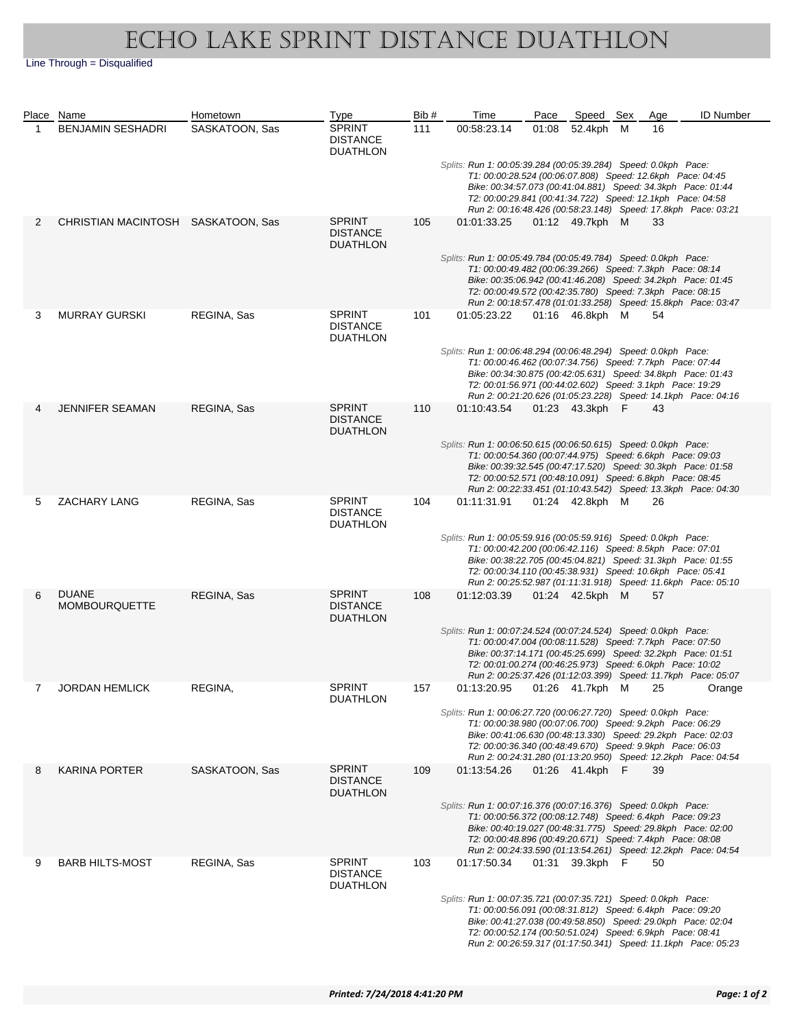# ECHO LAKE SPRINT DISTANCE DUATHLON

Line Through = Disqualified

| Place | Name | Hometown | Type | Bib # | Time | Pace | Speed | Sex | Age | ID Number |
|---|---|---|---|---|---|---|---|---|---|---|
| 1 | BENJAMIN SESHADRI | SASKATOON, Sas | SPRINT DISTANCE DUATHLON | 111 | 00:58:23.14 | 01:08 | 52.4kph | M | 16 | |
| | | | | | *Splits: Run 1: 00:05:39.284 (00:05:39.284) Speed: 0.0kph Pace: T1: 00:00:28.524 (00:06:07.808) Speed: 12.6kph Pace: 04:45 Bike: 00:34:57.073 (00:41:04.881) Speed: 34.3kph Pace: 01:44 T2: 00:00:29.841 (00:41:34.722) Speed: 12.1kph Pace: 04:58 Run 2: 00:16:48.426 (00:58:23.148) Speed: 17.8kph Pace: 03:21* | | | | | |
| 2 | CHRISTIAN MACINTOSH | SASKATOON, Sas | SPRINT DISTANCE DUATHLON | 105 | 01:01:33.25 | 01:12 | 49.7kph | M | 33 | |
| | | | | | *Splits: Run 1: 00:05:49.784 (00:05:49.784) Speed: 0.0kph Pace: T1: 00:00:49.482 (00:06:39.266) Speed: 7.3kph Pace: 08:14 Bike: 00:35:06.942 (00:41:46.208) Speed: 34.2kph Pace: 01:45 T2: 00:00:49.572 (00:42:35.780) Speed: 7.3kph Pace: 08:15 Run 2: 00:18:57.478 (01:01:33.258) Speed: 15.8kph Pace: 03:47* | | | | | |
| 3 | MURRAY GURSKI | REGINA, Sas | SPRINT DISTANCE DUATHLON | 101 | 01:05:23.22 | 01:16 | 46.8kph | M | 54 | |
| | | | | | *Splits: Run 1: 00:06:48.294 (00:06:48.294) Speed: 0.0kph Pace: T1: 00:00:46.462 (00:07:34.756) Speed: 7.7kph Pace: 07:44 Bike: 00:34:30.875 (00:42:05.631) Speed: 34.8kph Pace: 01:43 T2: 00:01:56.971 (00:44:02.602) Speed: 3.1kph Pace: 19:29 Run 2: 00:21:20.626 (01:05:23.228) Speed: 14.1kph Pace: 04:16* | | | | | |
| 4 | JENNIFER SEAMAN | REGINA, Sas | SPRINT DISTANCE DUATHLON | 110 | 01:10:43.54 | 01:23 | 43.3kph | F | 43 | |
| | | | | | *Splits: Run 1: 00:06:50.615 (00:06:50.615) Speed: 0.0kph Pace: T1: 00:00:54.360 (00:07:44.975) Speed: 6.6kph Pace: 09:03 Bike: 00:39:32.545 (00:47:17.520) Speed: 30.3kph Pace: 01:58 T2: 00:00:52.571 (00:48:10.091) Speed: 6.8kph Pace: 08:45 Run 2: 00:22:33.451 (01:10:43.542) Speed: 13.3kph Pace: 04:30* | | | | | |
| 5 | ZACHARY LANG | REGINA, Sas | SPRINT DISTANCE DUATHLON | 104 | 01:11:31.91 | 01:24 | 42.8kph | M | 26 | |
| | | | | | *Splits: Run 1: 00:05:59.916 (00:05:59.916) Speed: 0.0kph Pace: T1: 00:00:42.200 (00:06:42.116) Speed: 8.5kph Pace: 07:01 Bike: 00:38:22.705 (00:45:04.821) Speed: 31.3kph Pace: 01:55 T2: 00:00:34.110 (00:45:38.931) Speed: 10.6kph Pace: 05:41 Run 2: 00:25:52.987 (01:11:31.918) Speed: 11.6kph Pace: 05:10* | | | | | |
| 6 | DUANE MOMBOURQUETTE | REGINA, Sas | SPRINT DISTANCE DUATHLON | 108 | 01:12:03.39 | 01:24 | 42.5kph | M | 57 | |
| | | | | | *Splits: Run 1: 00:07:24.524 (00:07:24.524) Speed: 0.0kph Pace: T1: 00:00:47.004 (00:08:11.528) Speed: 7.7kph Pace: 07:50 Bike: 00:37:14.171 (00:45:25.699) Speed: 32.2kph Pace: 01:51 T2: 00:01:00.274 (00:46:25.973) Speed: 6.0kph Pace: 10:02 Run 2: 00:25:37.426 (01:12:03.399) Speed: 11.7kph Pace: 05:07* | | | | | |
| 7 | JORDAN HEMLICK | REGINA, | SPRINT DUATHLON | 157 | 01:13:20.95 | 01:26 | 41.7kph | M | 25 | Orange |
| | | | | | *Splits: Run 1: 00:06:27.720 (00:06:27.720) Speed: 0.0kph Pace: T1: 00:00:38.980 (00:07:06.700) Speed: 9.2kph Pace: 06:29 Bike: 00:41:06.630 (00:48:13.330) Speed: 29.2kph Pace: 02:03 T2: 00:00:36.340 (00:48:49.670) Speed: 9.9kph Pace: 06:03 Run 2: 00:24:31.280 (01:13:20.950) Speed: 12.2kph Pace: 04:54* | | | | | |
| 8 | KARINA PORTER | SASKATOON, Sas | SPRINT DISTANCE DUATHLON | 109 | 01:13:54.26 | 01:26 | 41.4kph | F | 39 | |
| | | | | | *Splits: Run 1: 00:07:16.376 (00:07:16.376) Speed: 0.0kph Pace: T1: 00:00:56.372 (00:08:12.748) Speed: 6.4kph Pace: 09:23 Bike: 00:40:19.027 (00:48:31.775) Speed: 29.8kph Pace: 02:00 T2: 00:00:48.896 (00:49:20.671) Speed: 7.4kph Pace: 08:08 Run 2: 00:24:33.590 (01:13:54.261) Speed: 12.2kph Pace: 04:54* | | | | | |
| 9 | BARB HILTS-MOST | REGINA, Sas | SPRINT DISTANCE DUATHLON | 103 | 01:17:50.34 | 01:31 | 39.3kph | F | 50 | |
| | | | | | *Splits: Run 1: 00:07:35.721 (00:07:35.721) Speed: 0.0kph Pace: T1: 00:00:56.091 (00:08:31.812) Speed: 6.4kph Pace: 09:20 Bike: 00:41:27.038 (00:49:58.850) Speed: 29.0kph Pace: 02:04 T2: 00:00:52.174 (00:50:51.024) Speed: 6.9kph Pace: 08:41 Run 2: 00:26:59.317 (01:17:50.341) Speed: 11.1kph Pace: 05:23* | | | | | |

*Printed: 7/24/2018 4:41:20 PM*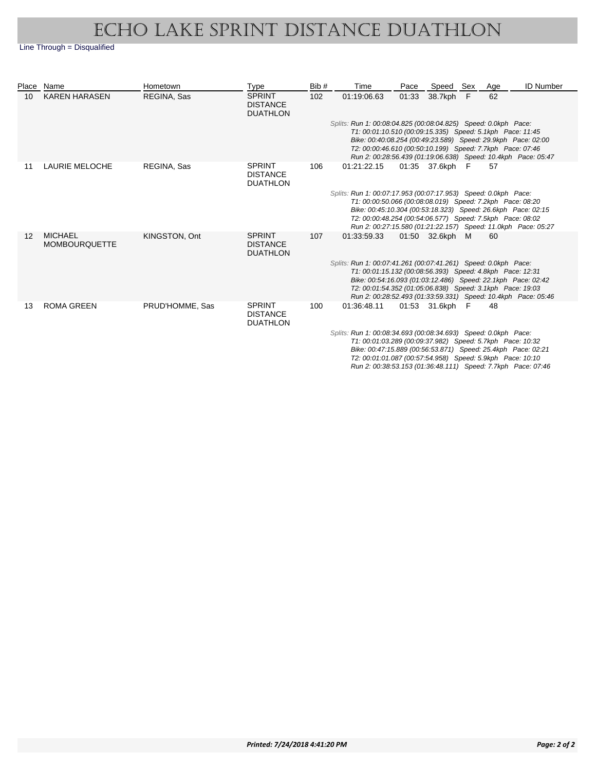# ECHO LAKE SPRINT DISTANCE DUATHLON

Line Through = Disqualified

| Place | Name | Hometown | Type | Bib # | Time | Pace | Speed | Sex | Age | ID Number |
|---|---|---|---|---|---|---|---|---|---|---|
| 10 | KAREN HARASEN | REGINA, Sas | SPRINT DISTANCE DUATHLON | 102 | 01:19:06.63 | 01:33 | 38.7kph | F | 62 | |
| | | | | | *Splits: Run 1: 00:08:04.825 (00:08:04.825) Speed: 0.0kph Pace: T1: 00:01:10.510 (00:09:15.335) Speed: 5.1kph Pace: 11:45 Bike: 00:40:08.254 (00:49:23.589) Speed: 29.9kph Pace: 02:00 T2: 00:00:46.610 (00:50:10.199) Speed: 7.7kph Pace: 07:46 Run 2: 00:28:56.439 (01:19:06.638) Speed: 10.4kph Pace: 05:47* | | | | | |
| 11 | LAURIE MELOCHE | REGINA, Sas | SPRINT DISTANCE DUATHLON | 106 | 01:21:22.15 | 01:35 | 37.6kph | F | 57 | |
| | | | | | *Splits: Run 1: 00:07:17.953 (00:07:17.953) Speed: 0.0kph Pace: T1: 00:00:50.066 (00:08:08.019) Speed: 7.2kph Pace: 08:20 Bike: 00:45:10.304 (00:53:18.323) Speed: 26.6kph Pace: 02:15 T2: 00:00:48.254 (00:54:06.577) Speed: 7.5kph Pace: 08:02 Run 2: 00:27:15.580 (01:21:22.157) Speed: 11.0kph Pace: 05:27* | | | | | |
| 12 | MICHAEL MOMBOURQUETTE | KINGSTON, Ont | SPRINT DISTANCE DUATHLON | 107 | 01:33:59.33 | 01:50 | 32.6kph | M | 60 | |
| | | | | | *Splits: Run 1: 00:07:41.261 (00:07:41.261) Speed: 0.0kph Pace: T1: 00:01:15.132 (00:08:56.393) Speed: 4.8kph Pace: 12:31 Bike: 00:54:16.093 (01:03:12.486) Speed: 22.1kph Pace: 02:42 T2: 00:01:54.352 (01:05:06.838) Speed: 3.1kph Pace: 19:03 Run 2: 00:28:52.493 (01:33:59.331) Speed: 10.4kph Pace: 05:46* | | | | | |
| 13 | ROMA GREEN | PRUD'HOMME, Sas | SPRINT DISTANCE DUATHLON | 100 | 01:36:48.11 | 01:53 | 31.6kph | F | 48 | |
| | | | | | *Splits: Run 1: 00:08:34.693 (00:08:34.693) Speed: 0.0kph Pace: T1: 00:01:03.289 (00:09:37.982) Speed: 5.7kph Pace: 10:32 Bike: 00:47:15.889 (00:56:53.871) Speed: 25.4kph Pace: 02:21 T2: 00:01:01.087 (00:57:54.958) Speed: 5.9kph Pace: 10:10 Run 2: 00:38:53.153 (01:36:48.111) Speed: 7.7kph Pace: 07:46* | | | | | |

*Printed: 7/24/2018 4:41:20 PM*